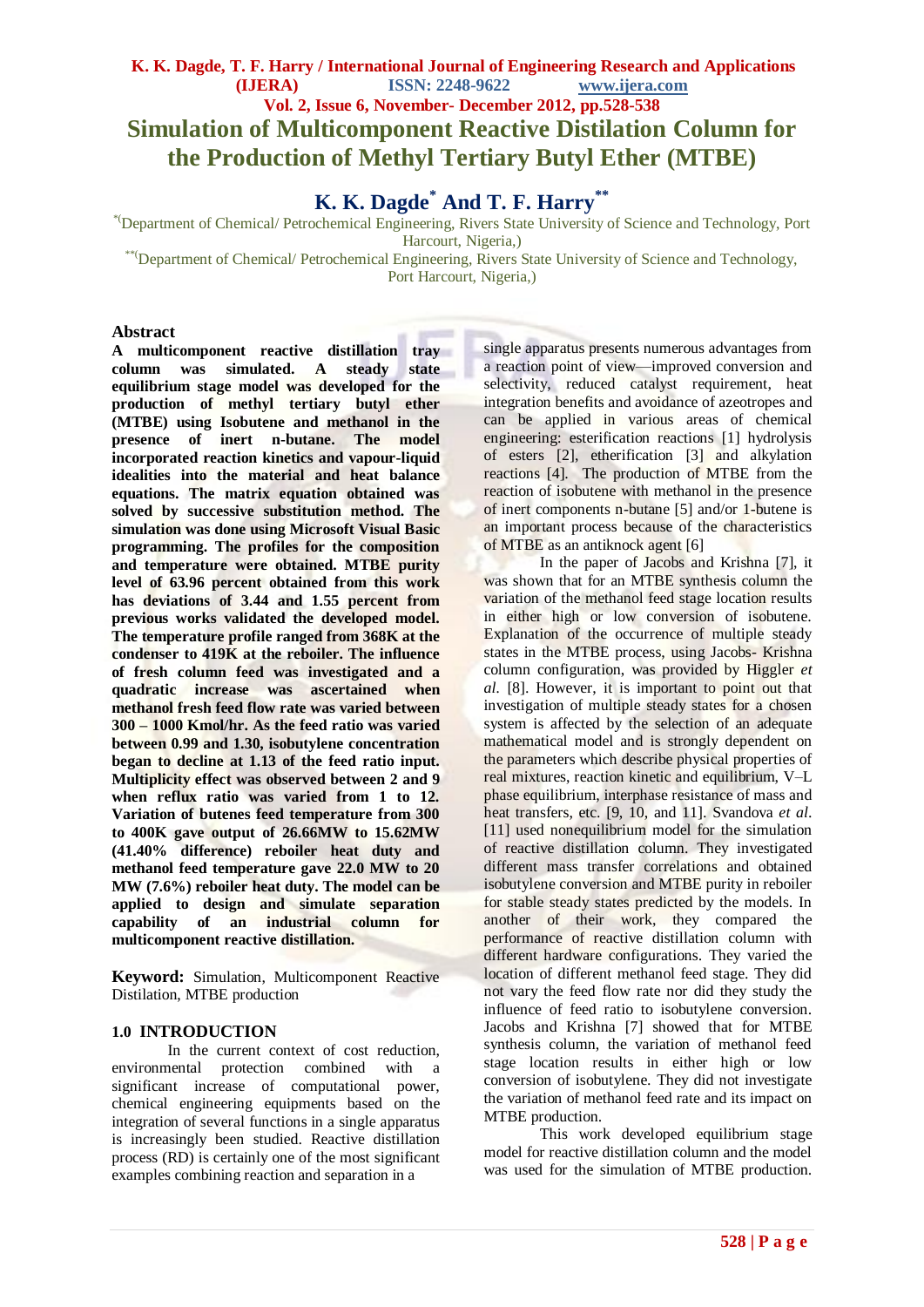# Simulation of Multicomponent Reactive Distilation Column for the Production of Methyl Tertiary Butyl Ether (MTBE)

## K. K. Dagde* And T. F. Harry**

*(Department of Chemical/ Petrochemical Engineering, Rivers State University of Science and Technology, Port Harcourt, Nigeria,)

**(Department of Chemical/ Petrochemical Engineering, Rivers State University of Science and Technology, Port Harcourt, Nigeria,)

### Abstract

**A multicomponent reactive distillation tray column was simulated. A steady state equilibrium stage model was developed for the production of methyl tertiary butyl ether (MTBE) using Isobutene and methanol in the presence of inert n-butane. The model incorporated reaction kinetics and vapour-liquid idealities into the material and heat balance equations. The matrix equation obtained was solved by successive substitution method. The simulation was done using Microsoft Visual Basic programming. The profiles for the composition and temperature were obtained. MTBE purity level of 63.96 percent obtained from this work has deviations of 3.44 and 1.55 percent from previous works validated the developed model. The temperature profile ranged from 368K at the condenser to 419K at the reboiler. The influence of fresh column feed was investigated and a quadratic increase was ascertained when methanol fresh feed flow rate was varied between 300 – 1000 Kmol/hr. As the feed ratio was varied between 0.99 and 1.30, isobutylene concentration began to decline at 1.13 of the feed ratio input. Multiplicity effect was observed between 2 and 9 when reflux ratio was varied from 1 to 12. Variation of butenes feed temperature from 300 to 400K gave output of 26.66MW to 15.62MW (41.40% difference) reboiler heat duty and methanol feed temperature gave 22.0 MW to 20 MW (7.6%) reboiler heat duty. The model can be applied to design and simulate separation capability of an industrial column for multicomponent reactive distillation.**

**Keyword:** Simulation, Multicomponent Reactive Distilation, MTBE production

### 1.0 INTRODUCTION

In the current context of cost reduction, environmental protection combined with a significant increase of computational power, chemical engineering equipments based on the integration of several functions in a single apparatus is increasingly been studied. Reactive distillation process (RD) is certainly one of the most significant examples combining reaction and separation in a single apparatus presents numerous advantages from a reaction point of view—improved conversion and selectivity, reduced catalyst requirement, heat integration benefits and avoidance of azeotropes and can be applied in various areas of chemical engineering: esterification reactions [1] hydrolysis of esters [2], etherification [3] and alkylation reactions [4]. The production of MTBE from the reaction of isobutene with methanol in the presence of inert components n-butane [5] and/or 1-butene is an important process because of the characteristics of MTBE as an antiknock agent [6]

In the paper of Jacobs and Krishna [7], it was shown that for an MTBE synthesis column the variation of the methanol feed stage location results in either high or low conversion of isobutene. Explanation of the occurrence of multiple steady states in the MTBE process, using Jacobs- Krishna column configuration, was provided by Higgler *et al.* [8]. However, it is important to point out that investigation of multiple steady states for a chosen system is affected by the selection of an adequate mathematical model and is strongly dependent on the parameters which describe physical properties of real mixtures, reaction kinetic and equilibrium, V–L phase equilibrium, interphase resistance of mass and heat transfers, etc. [9, 10, and 11]. Svandova *et al.* [11] used nonequilibrium model for the simulation of reactive distillation column. They investigated different mass transfer correlations and obtained isobutylene conversion and MTBE purity in reboiler for stable steady states predicted by the models. In another of their work, they compared the performance of reactive distillation column with different hardware configurations. They varied the location of different methanol feed stage. They did not vary the feed flow rate nor did they study the influence of feed ratio to isobutylene conversion. Jacobs and Krishna [7] showed that for MTBE synthesis column, the variation of methanol feed stage location results in either high or low conversion of isobutylene. They did not investigate the variation of methanol feed rate and its impact on MTBE production.

This work developed equilibrium stage model for reactive distillation column and the model was used for the simulation of MTBE production.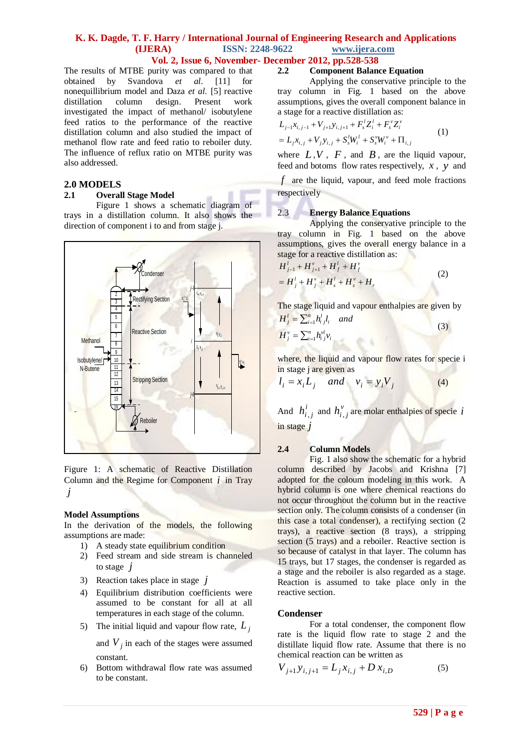The results of MTBE purity was compared to that obtained by Svandova *et al.* [11] for nonequillibrium model and Daza *et al.* [5] reactive distillation column design. Present work investigated the impact of methanol/ isobutylene feed ratios to the performance of the reactive distillation column and also studied the impact of methanol flow rate and feed ratio to reboiler duty. The influence of reflux ratio on MTBE purity was also addressed.

## 2.0 MODELS

### 2.1 Overall Stage Model

Figure 1 shows a schematic diagram of trays in a distillation column. It also shows the direction of component i to and from stage j.

Figure 1: A schematic of Reactive Distillation Column and the Regime for Component $i$ in Tray $j$

### Model Assumptions

In the derivation of the models, the following assumptions are made:

1) A steady state equilibrium condition
2) Feed stream and side stream is channeled to stage $j$
3) Reaction takes place in stage $j$
4) Equilibrium distribution coefficients were assumed to be constant for all at all temperatures in each stage of the column.
5) The initial liquid and vapour flow rate, $L_j$ and $V_j$ in each of the stages were assumed constant.
6) Bottom withdrawal flow rate was assumed to be constant.

### 2.2 Component Balance Equation

Applying the conservative principle to the tray column in Fig. 1 based on the above assumptions, gives the overall component balance in a stage for a reactive distillation as:

$$L_{j-1}x_{i,j-1} + V_{j+1}y_{i,j+1} + F_s^l Z_i^l + F_s^v Z_i^v = L_j x_{i,j} + V_j y_{i,j} + S_s^l W_i^l + S_s^v W_i^v + \Pi_{i,j} \qquad (1)$$

where $L, V$, $F$, and $B$, are the liquid vapour, feed and botoms flow rates respectively, $x$, $y$ and $f$ are the liquid, vapour, and feed mole fractions respectively

### 2.3 Energy Balance Equations

Applying the conservative principle to the tray column in Fig. 1 based on the above assumptions, gives the overall energy balance in a stage for a reactive distillation as:

$$H_{j-1}^l + H_{j+1}^v + H_f^l + H_f^v = H_j^l + H_j^v + H_s^l + H_s^v + H_r \qquad (2)$$

The stage liquid and vapour enthalpies are given by

$$H_j^l = \sum_{i=1}^n h_{i\,j}^l l_i \quad and \quad H_j^v = \sum_{i=1}^n h_{i\,j}^{vl} v_i \qquad (3)$$

where, the liquid and vapour flow rates for specie i in stage j are given as

$$l_i = x_i L_j \quad and \quad v_i = y_i V_j \qquad (4)$$

And $h_{i,j}^i$ and $h_{i,j}^v$ are molar enthalpies of specie $i$ in stage $j$

### 2.4 Column Models

Fig. 1 also show the schematic for a hybrid column described by Jacobs and Krishna [7] adopted for the coloum modeling in this work. A hybrid column is one where chemical reactions do not occur throughout the column but in the reactive section only. The column consists of a condenser (in this case a total condenser), a rectifying section (2 trays), a reactive section (8 trays), a stripping section (5 trays) and a reboiler. Reactive section is so because of catalyst in that layer. The column has 15 trays, but 17 stages, the condenser is regarded as a stage and the reboiler is also regarded as a stage. Reaction is assumed to take place only in the reactive section.

### Condenser

For a total condenser, the component flow rate is the liquid flow rate to stage 2 and the distillate liquid flow rate. Assume that there is no chemical reaction can be written as

$$V_{j+1}y_{i,j+1} = L_j x_{i,j} + D\,x_{i,D} \qquad (5)$$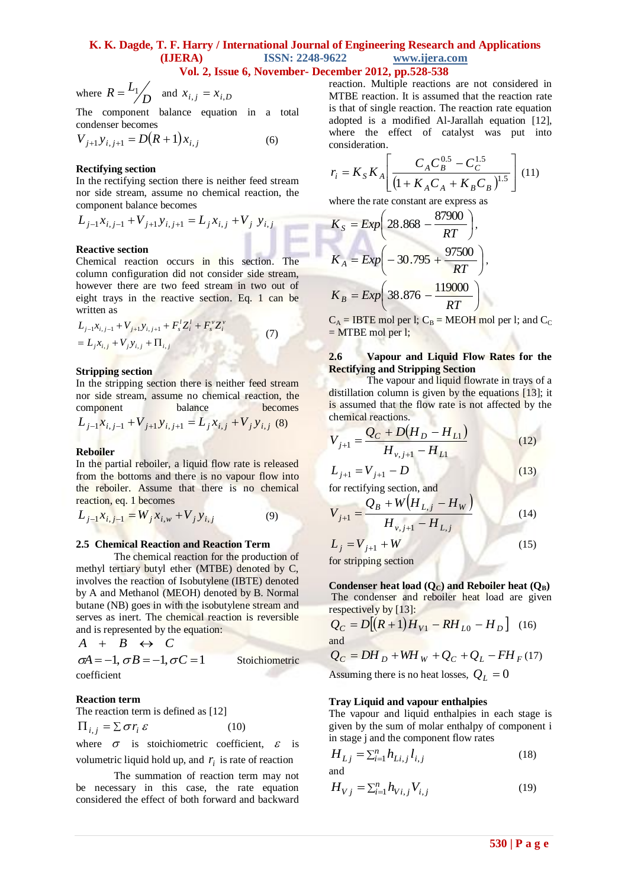where $R = {L_1}/{D}$ and $x_{i,j} = x_{i,D}$

The component balance equation in a total condenser becomes

$$V_{j+1} y_{i,j+1} = D(R+1) x_{i,j} \quad (6)$$

**Rectifying section**

In the rectifying section there is neither feed stream nor side stream, assume no chemical reaction, the component balance becomes

$$L_{j-1} x_{i,j-1} + V_{j+1} y_{i,j+1} = L_j x_{i,j} + V_j \; y_{i,j}$$

**Reactive section**

Chemical reaction occurs in this section. The column configuration did not consider side stream, however there are two feed stream in two out of eight trays in the reactive section. Eq. 1 can be written as

$$L_{j-1} x_{i,j-1} + V_{j+1} y_{i,j+1} + F_s^l Z_i^l + F_s^v Z_i^v = L_j x_{i,j} + V_j y_{i,j} + \Pi_{i,j} \quad (7)$$

**Stripping section**

In the stripping section there is neither feed stream nor side stream, assume no chemical reaction, the component balance becomes

$$L_{j-1} x_{i,j-1} + V_{j+1} y_{i,j+1} = L_j x_{i,j} + V_j y_{i,j} \quad (8)$$

**Reboiler**

In the partial reboiler, a liquid flow rate is released from the bottoms and there is no vapour flow into the reboiler. Assume that there is no chemical reaction, eq. 1 becomes

$$L_{j-1} x_{i,j-1} = W_j x_{i,w} + V_j y_{i,j} \quad (9)$$

### 2.5 Chemical Reaction and Reaction Term

The chemical reaction for the production of methyl tertiary butyl ether (MTBE) denoted by C, involves the reaction of Isobutylene (IBTE) denoted by A and Methanol (MEOH) denoted by B. Normal butane (NB) goes in with the isobutylene stream and serves as inert. The chemical reaction is reversible and is represented by the equation:

$$A \; + \; B \; \leftrightarrow \; C$$

$\sigma A = -1, \sigma B = -1, \sigma C = 1$ Stoichiometric coefficient

**Reaction term**

The reaction term is defined as [12]

$$\Pi_{i,j} = \Sigma \sigma r_i \, \varepsilon \quad (10)$$

where $\sigma$ is stoichiometric coefficient, $\varepsilon$ is volumetric liquid hold up, and $r_i$ is rate of reaction

The summation of reaction term may not be necessary in this case, the rate equation considered the effect of both forward and backward reaction. Multiple reactions are not considered in MTBE reaction. It is assumed that the reaction rate is that of single reaction. The reaction rate equation adopted is a modified Al-Jarallah equation [12], where the effect of catalyst was put into consideration.

$$r_i = K_S K_A \left[ \frac{C_A C_B^{0.5} - C_C^{1.5}}{\left(1 + K_A C_A + K_B C_B\right)^{1.5}} \right] \quad (11)$$

where the rate constant are express as

$$K_S = Exp\left(28.868 - \frac{87900}{RT}\right),$$

$$K_A = Exp\left(-30.795 + \frac{97500}{RT}\right),$$

$$K_B = Exp\left(38.876 - \frac{119000}{RT}\right)$$

$C_A$ = IBTE mol per l; $C_B$ = MEOH mol per l; and $C_C$ = MTBE mol per l;

### 2.6 Vapour and Liquid Flow Rates for the Rectifying and Stripping Section

The vapour and liquid flowrate in trays of a distillation column is given by the equations [13]; it is assumed that the flow rate is not affected by the chemical reactions.

$$V_{j+1} = \frac{Q_C + D\left(H_D - H_{L1}\right)}{H_{v,j+1} - H_{L1}} \quad (12)$$

$$L_{j+1} = V_{j+1} - D \quad (13)$$

for rectifying section, and

$$V_{j+1} = \frac{Q_B + W\left(H_{L,j} - H_W\right)}{H_{v,j+1} - H_{L,j}} \quad (14)$$

$$L_j = V_{j+1} + W \quad (15)$$

for stripping section

**Condenser heat load ($Q_C$) and Reboiler heat ($Q_B$)**

The condenser and reboiler heat load are given respectively by [13]:

$$Q_C = D\left[(R+1)H_{V1} - RH_{L0} - H_D\right] \quad (16)$$

and

$$Q_C = DH_D + WH_W + Q_C + Q_L - FH_F \quad (17)$$

Assuming there is no heat losses, $Q_L = 0$

**Tray Liquid and vapour enthalpies**

The vapour and liquid enthalpies in each stage is given by the sum of molar enthalpy of component i in stage j and the component flow rates

$$H_{Lj} = \Sigma_{i=1}^{n} h_{Li,j} l_{i,j} \quad (18)$$

and

$$H_{Vj} = \Sigma_{i=1}^{n} h_{Vi,j} V_{i,j} \quad (19)$$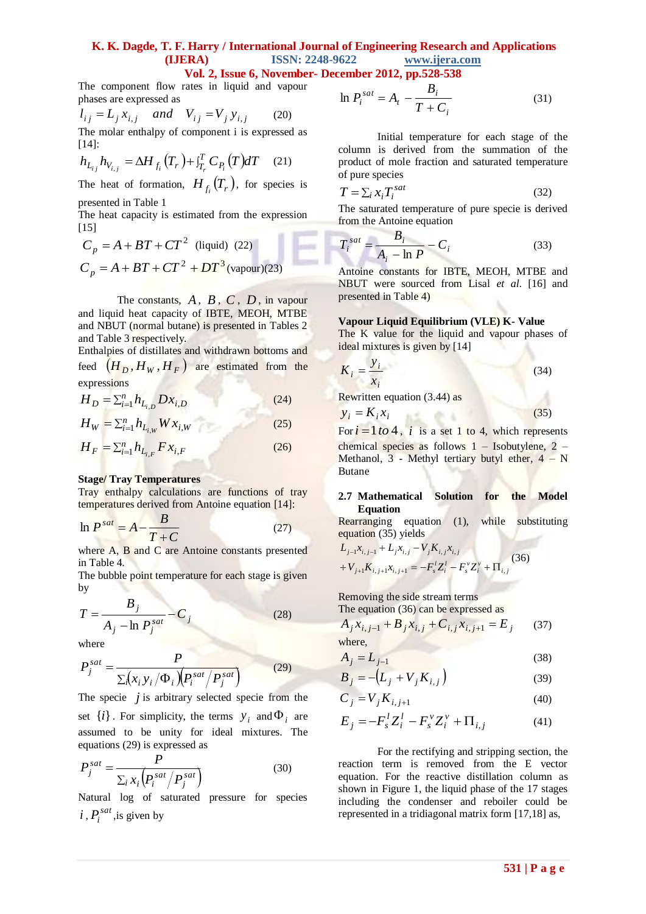The component flow rates in liquid and vapour phases are expressed as

$$l_{ij} = L_j x_{i,j} \quad and \quad V_{ij} = V_j y_{i,j} \qquad (20)$$

The molar enthalpy of component i is expressed as [14]:

$$h_{L_{ij}} h_{V_{i,j}} = \Delta H_{f_i}(T_r) + \int_{T_r}^{T} C_{P_i}(T)dT \qquad (21)$$

The heat of formation, $H_{f_i}(T_r)$, for species is presented in Table 1

The heat capacity is estimated from the expression [15]

$$C_p = A + BT + CT^2 \text{ (liquid)} \quad (22)$$

$$C_p = A + BT + CT^2 + DT^3 \text{ (vapour)} (23)$$

The constants, $A$, $B$, $C$, $D$, in vapour and liquid heat capacity of IBTE, MEOH, MTBE and NBUT (normal butane) is presented in Tables 2 and Table 3 respectively.

Enthalpies of distillates and withdrawn bottoms and feed $(H_D, H_W, H_F)$ are estimated from the expressions

$$H_D = \Sigma_{i=1}^{n} h_{L_{i,D}} D x_{i,D} \qquad (24)$$

$$H_W = \Sigma_{i=1}^{n} h_{L_{i,W}} W x_{i,W} \qquad (25)$$

$$H_F = \Sigma_{i=1}^{n} h_{L_{i,F}} F x_{i,F} \qquad (26)$$

**Stage/ Tray Temperatures**

Tray enthalpy calculations are functions of tray temperatures derived from Antoine equation [14]:

$$\ln P^{sat} = A - \frac{B}{T + C} \qquad (27)$$

where A, B and C are Antoine constants presented in Table 4.

The bubble point temperature for each stage is given by

$$T = \frac{B_j}{A_j - \ln P_j^{sat}} - C_j \qquad (28)$$

where

$$P_j^{sat} = \frac{P}{\Sigma_i (x_i y_i / \Phi_i)(P_i^{sat} / P_j^{sat})} \qquad (29)$$

The specie $j$ is arbitrary selected specie from the set $\{i\}$. For simplicity, the terms $y_i$ and $\Phi_i$ are assumed to be unity for ideal mixtures. The equations (29) is expressed as

$$P_j^{sat} = \frac{P}{\Sigma_i x_i (P_i^{sat} / P_j^{sat})} \qquad (30)$$

Natural log of saturated pressure for species $i$, $P_i^{sat}$, is given by

$$\ln P_i^{sat} = A_t - \frac{B_i}{T + C_i} \qquad (31)$$

Initial temperature for each stage of the column is derived from the summation of the product of mole fraction and saturated temperature of pure species

$$T = \Sigma_i x_i T_i^{sat} \qquad (32)$$

The saturated temperature of pure specie is derived from the Antoine equation

$$T_i^{sat} = \frac{B_i}{A_i - \ln P} - C_i \qquad (33)$$

Antoine constants for IBTE, MEOH, MTBE and NBUT were sourced from Lisal *et al.* [16] and presented in Table 4)

**Vapour Liquid Equilibrium (VLE) K- Value**

The K value for the liquid and vapour phases of ideal mixtures is given by [14]

$$K_i = \frac{y_i}{x_i} \qquad (34)$$

Rewritten equation (3.44) as

$$y_i = K_i x_i \qquad (35)$$

For $i = 1 \, to \, 4$, $i$ is a set 1 to 4, which represents chemical species as follows 1 – Isobutylene, 2 – Methanol, 3 - Methyl tertiary butyl ether, 4 – N Butane

## 2.7 Mathematical Solution for the Model Equation

Rearranging equation (1), while substituting equation (35) yields

$$L_{j-1}x_{i,j-1} + L_j x_{i,j} - V_j K_{i,j} x_{i,j} + V_{j+1} K_{i,j+1} x_{i,j+1} = -F_s^l Z_i^l - F_s^v Z_i^v + \Pi_{i,j} \qquad (36)$$

Removing the side stream terms

The equation (36) can be expressed as

$$A_j x_{i,j-1} + B_j x_{i,j} + C_{i,j} x_{i,j+1} = E_j \qquad (37)$$

where,

$$A_j = L_{j-1} \qquad (38)$$

$$B_j = -(L_j + V_j K_{i,j}) \qquad (39)$$

$$C_j = V_j K_{i,j+1} \qquad (40)$$

$$E_j = -F_s^l Z_i^l - F_s^v Z_i^v + \Pi_{i,j} \qquad (41)$$

For the rectifying and stripping section, the reaction term is removed from the E vector equation. For the reactive distillation column as shown in Figure 1, the liquid phase of the 17 stages including the condenser and reboiler could be represented in a tridiagonal matrix form [17,18] as,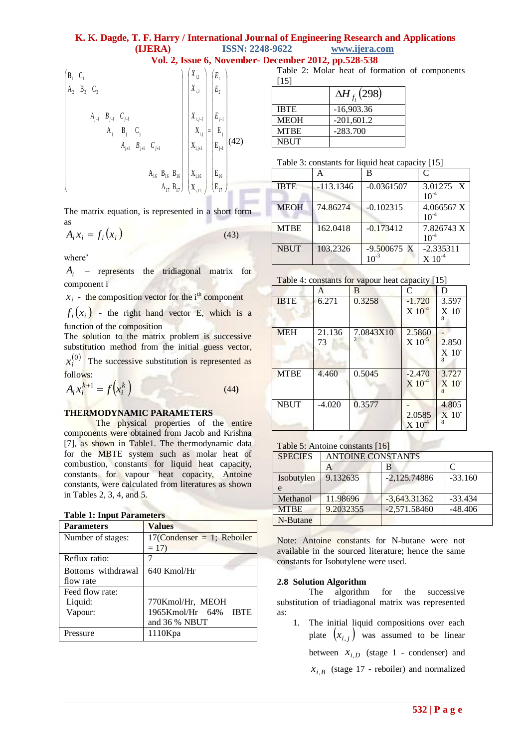$$
\begin{pmatrix}
B_1 & C_1 & & & & & & \\
A_2 & B_2 & C_2 & & & & & \\
& & & & & & & \\
& & A_{j-1} & B_{j-1} & C_{j-1} & & & \\
& & & A_j & B_j & C_j & & \\
& & & & A_{j+1} & B_{j+1} & C_{j+1} & \\
& & & & & & & \\
& & & & & A_{16} & B_{16} & B_{16} \\
& & & & & & A_{17} & B_{17}
\end{pmatrix}
\begin{pmatrix}
X_{i,1} \\ X_{i,2} \\ \\ X_{i,j-1} \\ X_{i,j} \\ X_{i,j+1} \\ \\ X_{i,16} \\ X_{i,17}
\end{pmatrix}
=
\begin{pmatrix}
E_1 \\ E_2 \\ \\ E_{j-1} \\ E_j \\ E_{j+1} \\ \\ E_{16} \\ E_{17}
\end{pmatrix}
\quad (42)
$$

The matrix equation, is represented in a short form as

$$A_i x_i = f_i(x_i) \quad (43)$$

where'

$A_i$ – represents the tridiagonal matrix for component i

$x_i$ - the composition vector for the i[th] component

$f_i(x_i)$ - the right hand vector E, which is a function of the composition

The solution to the matrix problem is successive substitution method from the initial guess vector, $x_i^{(0)}$ The successive substitution is represented as follows:

$$A_i x_i^{k+1} = f\left(x_i^k\right) \quad (44)$$

**THERMODYNAMIC PARAMETERS**

The physical properties of the entire components were obtained from Jacob and Krishna [7], as shown in Table1. The thermodynamic data for the MBTE system such as molar heat of combustion, constants for liquid heat capacity, constants for vapour heat copacity, Antoine constants, were calculated from literatures as shown in Tables 2, 3, 4, and 5.

**Table 1: Input Parameters**

| Parameters | Values |
|---|---|
| Number of stages: | 17(Condenser = 1; Reboiler = 17) |
| Reflux ratio: | 7 |
| Bottoms withdrawal flow rate | 640 Kmol/Hr |
| Feed flow rate:<br>Liquid:<br>Vapour: | 770Kmol/Hr, MEOH<br>1965Kmol/Hr 64% IBTE and 36 % NBUT |
| Pressure | 1110Kpa |

Table 2: Molar heat of formation of components [15]

| | $\Delta H_{f_i}(298)$ |
|---|---|
| IBTE | -16,903.36 |
| MEOH | -201,601.2 |
| MTBE | -283.700 |
| NBUT | |

Table 3: constants for liquid heat capacity [15]

| | A | B | C |
|---|---|---|---|
| IBTE | -113.1346 | -0.0361507 | 3.01275 X $10^{-4}$ |
| MEOH | 74.86274 | -0.102315 | 4.066567 X $10^{-4}$ |
| MTBE | 162.0418 | -0.173412 | 7.826743 X $10^{-4}$ |
| NBUT | 103.2326 | -9.500675 X $10^{-3}$ | -2.335311 X $10^{-4}$ |

Table 4: constants for vapour heat capacity [15]

| | A | B | C | D |
|---|---|---|---|---|
| IBTE | 6.271 | 0.3258 | -1.720 X $10^{-4}$ | 3.597 X $10^{-8}$ |
| MEH | 21.13673 | 7.0843X$10^{-2}$ | 2.5860 X $10^{-5}$ | -2.850 X $10^{-8}$ |
| MTBE | 4.460 | 0.5045 | -2.470 X $10^{-4}$ | 3.727 X $10^{-8}$ |
| NBUT | -4.020 | 0.3577 | -2.0585 X $10^{-4}$ | 4.805 X $10^{-8}$ |

Table 5: Antoine constants [16]

| SPECIES | ANTOINE CONSTANTS | | |
|---|---|---|---|
| | A | B | C |
| Isobutylene | 9.132635 | -2,125.74886 | -33.160 |
| Methanol | 11.98696 | -3,643.31362 | -33.434 |
| MTBE | 9.2032355 | -2,571.58460 | -48.406 |
| N-Butane | | | |

Note: Antoine constants for N-butane were not available in the sourced literature; hence the same constants for Isobutylene were used.

### 2.8 Solution Algorithm

The algorithm for the successive substitution of triadiagonal matrix was represented as:

1. The initial liquid compositions over each plate $(x_{i,j})$ was assumed to be linear between $x_{i,D}$ (stage 1 - condenser) and $x_{i,B}$ (stage 17 - reboiler) and normalized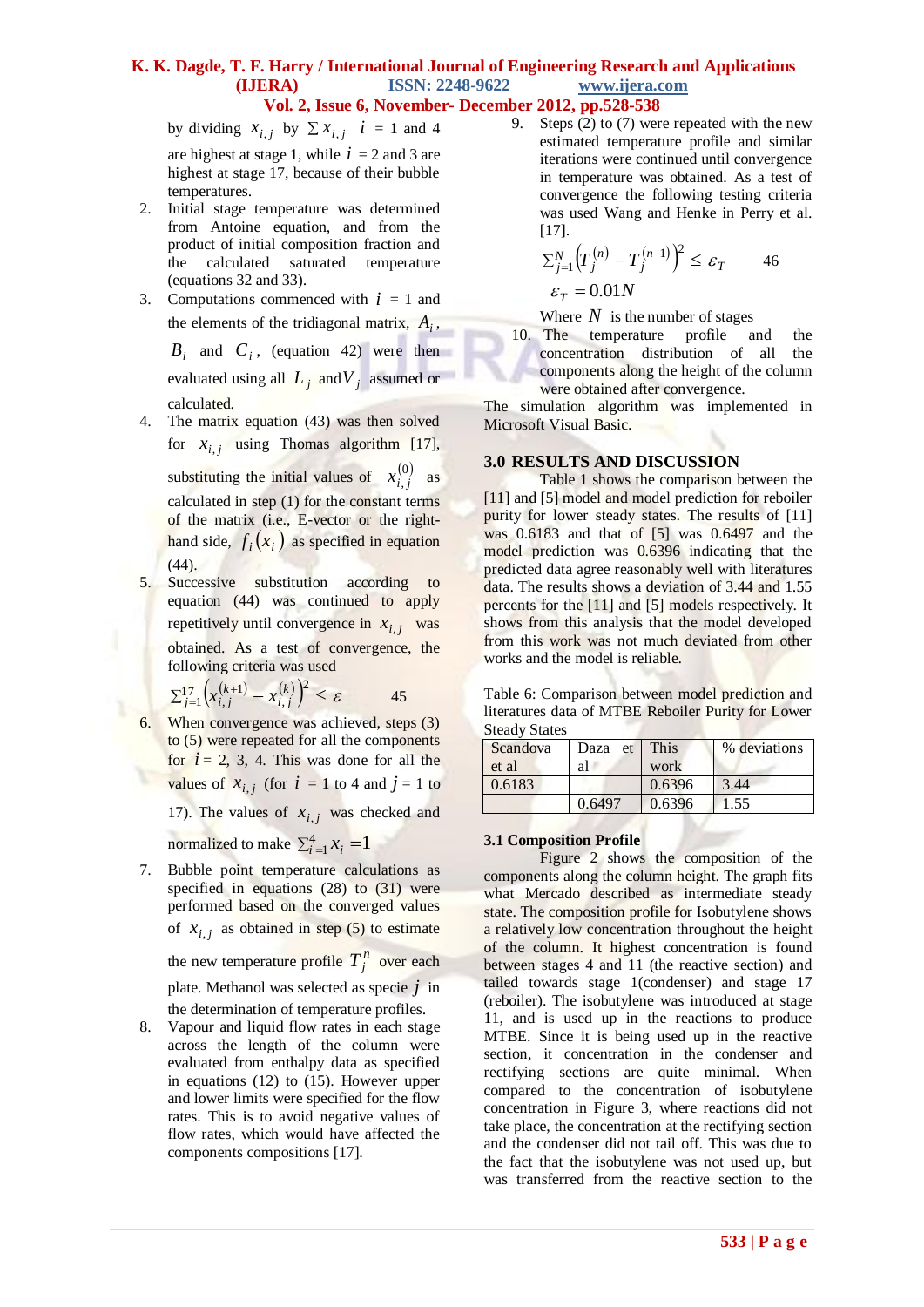by dividing $x_{i,j}$ by $\sum x_{i,j}$ $i$ = 1 and 4 are highest at stage 1, while $i$ = 2 and 3 are highest at stage 17, because of their bubble temperatures.

2. Initial stage temperature was determined from Antoine equation, and from the product of initial composition fraction and the calculated saturated temperature (equations 32 and 33).
3. Computations commenced with $i$ = 1 and the elements of the tridiagonal matrix, $A_i$, $B_i$ and $C_i$, (equation 42) were then evaluated using all $L_j$ and $V_j$ assumed or calculated.
4. The matrix equation (43) was then solved for $x_{i,j}$ using Thomas algorithm [17], substituting the initial values of $x_{i,j}^{(0)}$ as calculated in step (1) for the constant terms of the matrix (i.e., E-vector or the right-hand side, $f_i(x_i)$ as specified in equation (44).
5. Successive substitution according to equation (44) was continued to apply repetitively until convergence in $x_{i,j}$ was obtained. As a test of convergence, the following criteria was used

$$\sum_{j=1}^{17}\left(x_{i,j}^{(k+1)} - x_{i,j}^{(k)}\right)^2 \leq \varepsilon \qquad 45$$

6. When convergence was achieved, steps (3) to (5) were repeated for all the components for $i$ = 2, 3, 4. This was done for all the values of $x_{i,j}$ (for $i$ = 1 to 4 and $j$ = 1 to 17). The values of $x_{i,j}$ was checked and normalized to make $\sum_{i=1}^{4} x_i = 1$
7. Bubble point temperature calculations as specified in equations (28) to (31) were performed based on the converged values of $x_{i,j}$ as obtained in step (5) to estimate the new temperature profile $T_j^n$ over each plate. Methanol was selected as specie $j$ in the determination of temperature profiles.
8. Vapour and liquid flow rates in each stage across the length of the column were evaluated from enthalpy data as specified in equations (12) to (15). However upper and lower limits were specified for the flow rates. This is to avoid negative values of flow rates, which would have affected the components compositions [17].
9. Steps (2) to (7) were repeated with the new estimated temperature profile and similar iterations were continued until convergence in temperature was obtained. As a test of convergence the following testing criteria was used Wang and Henke in Perry et al. [17].

$$\sum_{j=1}^{N}\left(T_j^{(n)} - T_j^{(n-1)}\right)^2 \leq \varepsilon_T \qquad 46$$

$$\varepsilon_T = 0.01N$$

Where $N$ is the number of stages

10. The temperature profile and the concentration distribution of all the components along the height of the column were obtained after convergence.

The simulation algorithm was implemented in Microsoft Visual Basic.

## 3.0 RESULTS AND DISCUSSION

Table 1 shows the comparison between the [11] and [5] model and model prediction for reboiler purity for lower steady states. The results of [11] was 0.6183 and that of [5] was 0.6497 and the model prediction was 0.6396 indicating that the predicted data agree reasonably well with literatures data. The results shows a deviation of 3.44 and 1.55 percents for the [11] and [5] models respectively. It shows from this analysis that the model developed from this work was not much deviated from other works and the model is reliable.

Table 6: Comparison between model prediction and literatures data of MTBE Reboiler Purity for Lower Steady States

| Scandova et al | Daza et al | This work | % deviations |
|---|---|---|---|
| 0.6183 | | 0.6396 | 3.44 |
| | 0.6497 | 0.6396 | 1.55 |

### 3.1 Composition Profile

Figure 2 shows the composition of the components along the column height. The graph fits what Mercado described as intermediate steady state. The composition profile for Isobutylene shows a relatively low concentration throughout the height of the column. It highest concentration is found between stages 4 and 11 (the reactive section) and tailed towards stage 1(condenser) and stage 17 (reboiler). The isobutylene was introduced at stage 11, and is used up in the reactions to produce MTBE. Since it is being used up in the reactive section, it concentration in the condenser and rectifying sections are quite minimal. When compared to the concentration of isobutylene concentration in Figure 3, where reactions did not take place, the concentration at the rectifying section and the condenser did not tail off. This was due to the fact that the isobutylene was not used up, but was transferred from the reactive section to the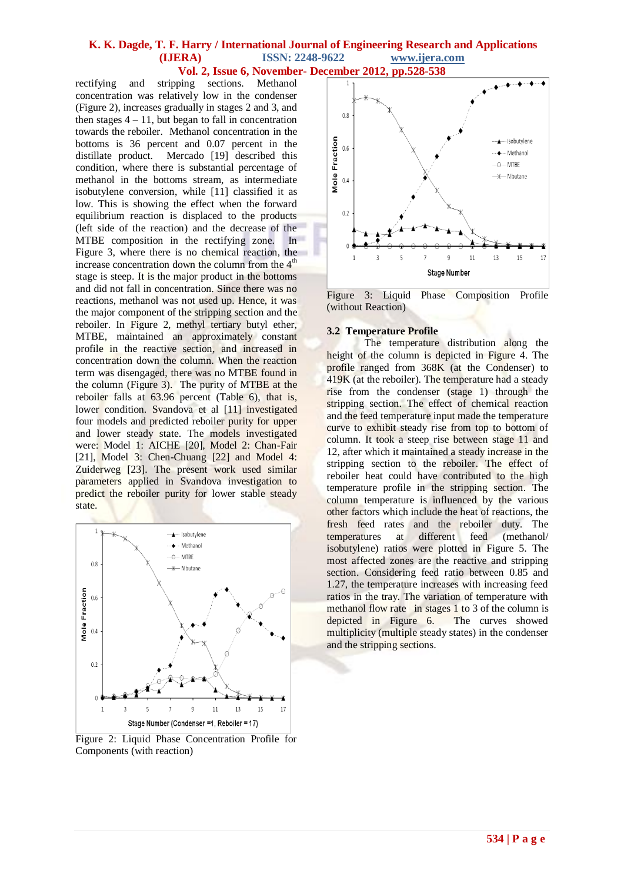rectifying and stripping sections. Methanol concentration was relatively low in the condenser (Figure 2), increases gradually in stages 2 and 3, and then stages 4 – 11, but began to fall in concentration towards the reboiler. Methanol concentration in the bottoms is 36 percent and 0.07 percent in the distillate product. Mercado [19] described this condition, where there is substantial percentage of methanol in the bottoms stream, as intermediate isobutylene conversion, while [11] classified it as low. This is showing the effect when the forward equilibrium reaction is displaced to the products (left side of the reaction) and the decrease of the MTBE composition in the rectifying zone. In Figure 3, where there is no chemical reaction, the increase concentration down the column from the 4th stage is steep. It is the major product in the bottoms and did not fall in concentration. Since there was no reactions, methanol was not used up. Hence, it was the major component of the stripping section and the reboiler. In Figure 2, methyl tertiary butyl ether, MTBE, maintained an approximately constant profile in the reactive section, and increased in concentration down the column. When the reaction term was disengaged, there was no MTBE found in the column (Figure 3). The purity of MTBE at the reboiler falls at 63.96 percent (Table 6), that is, lower condition. Svandova et al [11] investigated four models and predicted reboiler purity for upper and lower steady state. The models investigated were: Model 1: AICHE [20], Model 2: Chan-Fair [21], Model 3: Chen-Chuang [22] and Model 4: Zuiderweg [23]. The present work used similar parameters applied in Svandova investigation to predict the reboiler purity for lower stable steady state.

Figure 2: Liquid Phase Concentration Profile for Components (with reaction)

Figure 3: Liquid Phase Composition Profile (without Reaction)

### 3.2 Temperature Profile

The temperature distribution along the height of the column is depicted in Figure 4. The profile ranged from 368K (at the Condenser) to 419K (at the reboiler). The temperature had a steady rise from the condenser (stage 1) through the stripping section. The effect of chemical reaction and the feed temperature input made the temperature curve to exhibit steady rise from top to bottom of column. It took a steep rise between stage 11 and 12, after which it maintained a steady increase in the stripping section to the reboiler. The effect of reboiler heat could have contributed to the high temperature profile in the stripping section. The column temperature is influenced by the various other factors which include the heat of reactions, the fresh feed rates and the reboiler duty. The temperatures at different feed (methanol/ isobutylene) ratios were plotted in Figure 5. The most affected zones are the reactive and stripping section. Considering feed ratio between 0.85 and 1.27, the temperature increases with increasing feed ratios in the tray. The variation of temperature with methanol flow rate in stages 1 to 3 of the column is depicted in Figure 6. The curves showed multiplicity (multiple steady states) in the condenser and the stripping sections.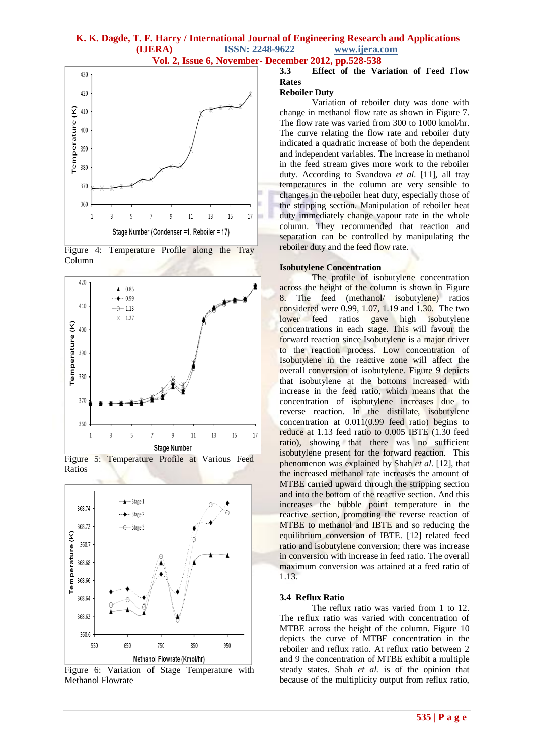Figure 4: Temperature Profile along the Tray Column

Figure 5: Temperature Profile at Various Feed Ratios

Figure 6: Variation of Stage Temperature with Methanol Flowrate

### 3.3 Effect of the Variation of Feed Flow Rates

**Reboiler Duty**

Variation of reboiler duty was done with change in methanol flow rate as shown in Figure 7. The flow rate was varied from 300 to 1000 kmol/hr. The curve relating the flow rate and reboiler duty indicated a quadratic increase of both the dependent and independent variables. The increase in methanol in the feed stream gives more work to the reboiler duty. According to Svandova *et al.* [11], all tray temperatures in the column are very sensible to changes in the reboiler heat duty, especially those of the stripping section. Manipulation of reboiler heat duty immediately change vapour rate in the whole column. They recommended that reaction and separation can be controlled by manipulating the reboiler duty and the feed flow rate.

**Isobutylene Concentration**

The profile of isobutylene concentration across the height of the column is shown in Figure 8. The feed (methanol/ isobutylene) ratios considered were 0.99, 1.07, 1.19 and 1.30. The two lower feed ratios gave high isobutylene concentrations in each stage. This will favour the forward reaction since Isobutylene is a major driver to the reaction process. Low concentration of Isobutylene in the reactive zone will affect the overall conversion of isobutylene. Figure 9 depicts that isobutylene at the bottoms increased with increase in the feed ratio, which means that the concentration of isobutylene increases due to reverse reaction. In the distillate, isobutylene concentration at 0.011(0.99 feed ratio) begins to reduce at 1.13 feed ratio to 0.005 IBTE (1.30 feed ratio), showing that there was no sufficient isobutylene present for the forward reaction. This phenomenon was explained by Shah *et al.* [12], that the increased methanol rate increases the amount of MTBE carried upward through the stripping section and into the bottom of the reactive section. And this increases the bubble point temperature in the reactive section, promoting the reverse reaction of MTBE to methanol and IBTE and so reducing the equilibrium conversion of IBTE. [12] related feed ratio and isobutylene conversion; there was increase in conversion with increase in feed ratio. The overall maximum conversion was attained at a feed ratio of 1.13.

### 3.4 Reflux Ratio

The reflux ratio was varied from 1 to 12. The reflux ratio was varied with concentration of MTBE across the height of the column. Figure 10 depicts the curve of MTBE concentration in the reboiler and reflux ratio. At reflux ratio between 2 and 9 the concentration of MTBE exhibit a multiple steady states. Shah *et al.* is of the opinion that because of the multiplicity output from reflux ratio,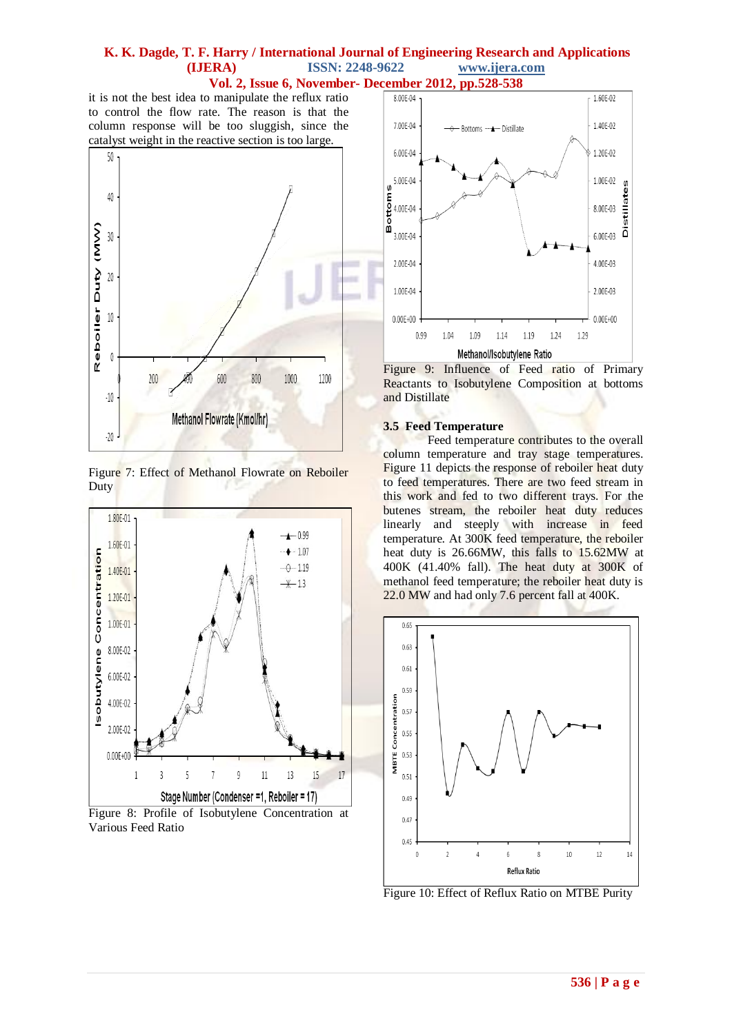it is not the best idea to manipulate the reflux ratio to control the flow rate. The reason is that the column response will be too sluggish, since the catalyst weight in the reactive section is too large.

Figure 7: Effect of Methanol Flowrate on Reboiler Duty

Figure 8: Profile of Isobutylene Concentration at Various Feed Ratio

Figure 9: Influence of Feed ratio of Primary Reactants to Isobutylene Composition at bottoms and Distillate

### 3.5 Feed Temperature

Feed temperature contributes to the overall column temperature and tray stage temperatures. Figure 11 depicts the response of reboiler heat duty to feed temperatures. There are two feed stream in this work and fed to two different trays. For the butenes stream, the reboiler heat duty reduces linearly and steeply with increase in feed temperature. At 300K feed temperature, the reboiler heat duty is 26.66MW, this falls to 15.62MW at 400K (41.40% fall). The heat duty at 300K of methanol feed temperature; the reboiler heat duty is 22.0 MW and had only 7.6 percent fall at 400K.

Figure 10: Effect of Reflux Ratio on MTBE Purity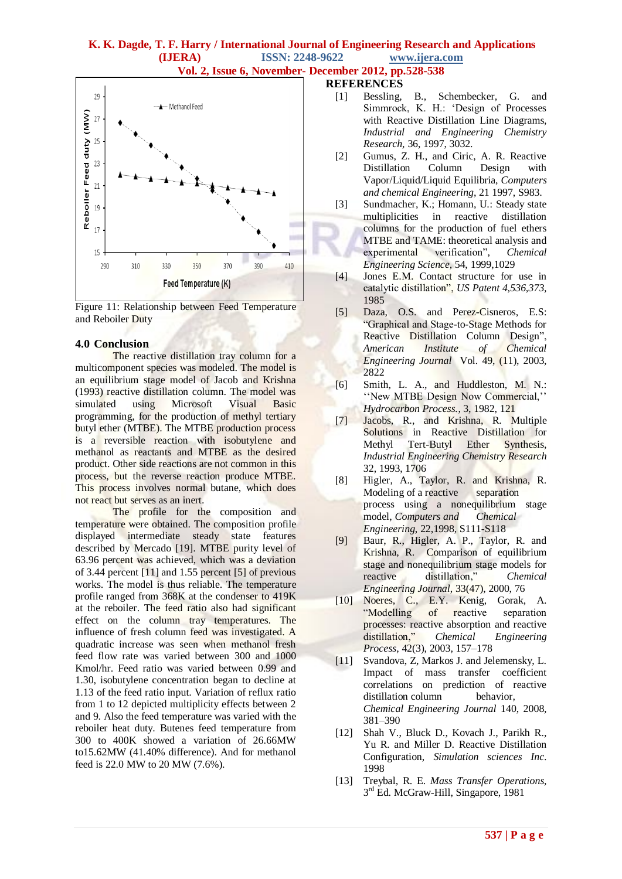Figure 11: Relationship between Feed Temperature and Reboiler Duty

## 4.0 Conclusion

The reactive distillation tray column for a multicomponent species was modeled. The model is an equilibrium stage model of Jacob and Krishna (1993) reactive distillation column. The model was simulated using Microsoft Visual Basic programming, for the production of methyl tertiary butyl ether (MTBE). The MTBE production process is a reversible reaction with isobutylene and methanol as reactants and MTBE as the desired product. Other side reactions are not common in this process, but the reverse reaction produce MTBE. This process involves normal butane, which does not react but serves as an inert.

The profile for the composition and temperature were obtained. The composition profile displayed intermediate steady state features described by Mercado [19]. MTBE purity level of 63.96 percent was achieved, which was a deviation of 3.44 percent [11] and 1.55 percent [5] of previous works. The model is thus reliable. The temperature profile ranged from 368K at the condenser to 419K at the reboiler. The feed ratio also had significant effect on the column tray temperatures. The influence of fresh column feed was investigated. A quadratic increase was seen when methanol fresh feed flow rate was varied between 300 and 1000 Kmol/hr. Feed ratio was varied between 0.99 and 1.30, isobutylene concentration began to decline at 1.13 of the feed ratio input. Variation of reflux ratio from 1 to 12 depicted multiplicity effects between 2 and 9. Also the feed temperature was varied with the reboiler heat duty. Butenes feed temperature from 300 to 400K showed a variation of 26.66MW to15.62MW (41.40% difference). And for methanol feed is 22.0 MW to 20 MW (7.6%).

## REFERENCES

[1] Bessling, B., Schembecker, G. and Simmrock, K. H.: 'Design of Processes with Reactive Distillation Line Diagrams, *Industrial and Engineering Chemistry Research*, 36, 1997, 3032.

[2] Gumus, Z. H., and Ciric, A. R. Reactive Distillation Column Design with Vapor/Liquid/Liquid Equilibria, *Computers and chemical Engineering*, 21 1997, S983.

[3] Sundmacher, K.; Homann, U.: Steady state multiplicities in reactive distillation columns for the production of fuel ethers MTBE and TAME: theoretical analysis and experimental verification", *Chemical Engineering Science*, 54, 1999,1029

[4] Jones E.M. Contact structure for use in catalytic distillation", *US Patent 4,536,373*, 1985

[5] Daza, O.S. and Perez-Cisneros, E.S: "Graphical and Stage-to-Stage Methods for Reactive Distillation Column Design", *American Institute of Chemical Engineering Journal* Vol. 49, (11), 2003, 2822

[6] Smith, L. A., and Huddleston, M. N.: ''New MTBE Design Now Commercial,'' *Hydrocarbon Process.*, 3, 1982, 121

[7] Jacobs, R., and Krishna, R. Multiple Solutions in Reactive Distillation for Methyl Tert-Butyl Ether Synthesis, *Industrial Engineering Chemistry Research* 32, 1993, 1706

[8] Higler, A., Taylor, R. and Krishna, R. Modeling of a reactive separation process using a nonequilibrium stage model, *Computers and Chemical Engineering*, 22,1998, S111-S118

[9] Baur, R., Higler, A. P., Taylor, R. and Krishna, R. Comparison of equilibrium stage and nonequilibrium stage models for reactive distillation," *Chemical Engineering Journal*, 33(47), 2000, 76

[10] Noeres, C., E.Y. Kenig, Gorak, A. "Modelling of reactive separation processes: reactive absorption and reactive distillation," *Chemical Engineering Process*, 42(3), 2003, 157–178

[11] Svandova, Z, Markos J. and Jelemensky, L. Impact of mass transfer coefficient correlations on prediction of reactive distillation column behavior, *Chemical Engineering Journal* 140, 2008, 381–390

[12] Shah V., Bluck D., Kovach J., Parikh R., Yu R. and Miller D. Reactive Distillation Configuration, *Simulation sciences Inc.* 1998

[13] Treybal, R. E. *Mass Transfer Operations*, 3rd Ed. McGraw-Hill, Singapore, 1981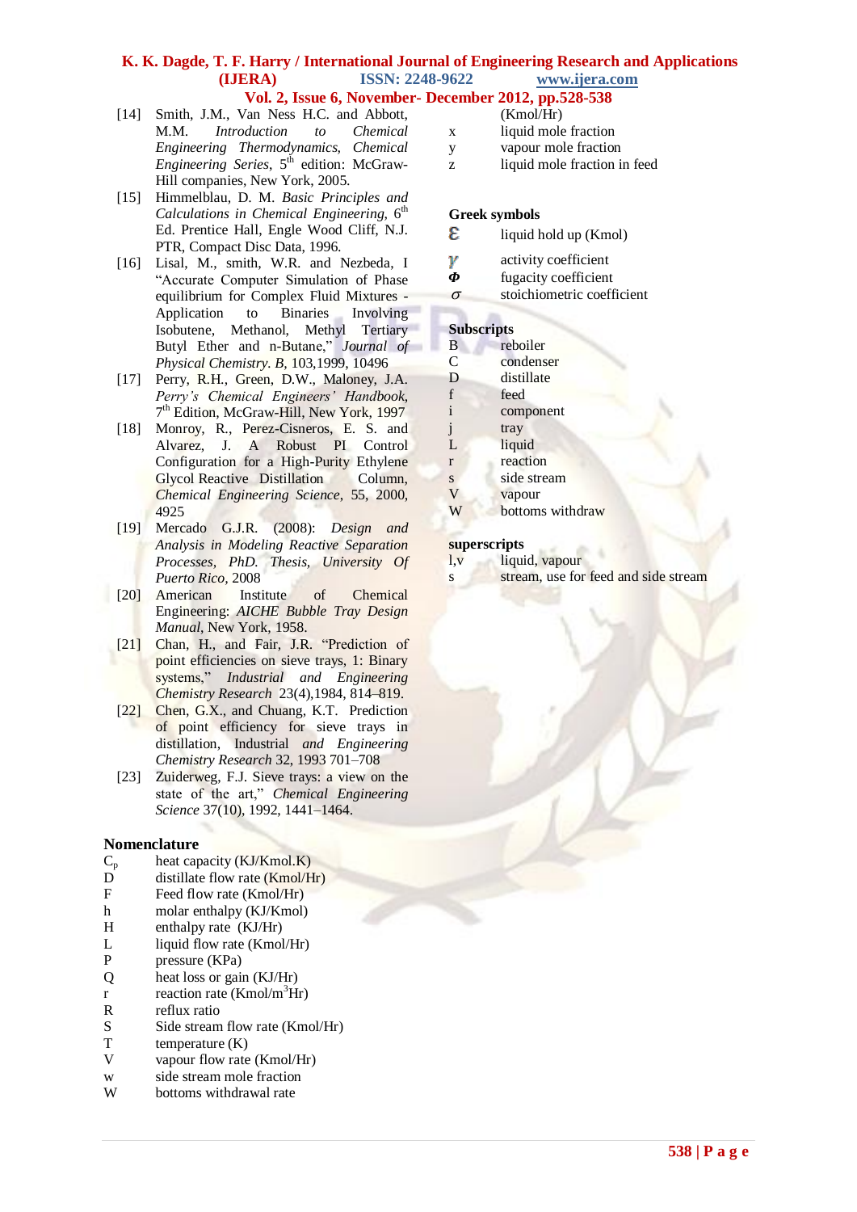[14] Smith, J.M., Van Ness H.C. and Abbott, M.M. *Introduction to Chemical Engineering Thermodynamics, Chemical Engineering Series*, 5[th] edition: McGraw-Hill companies, New York, 2005.

[15] Himmelblau, D. M. *Basic Principles and Calculations in Chemical Engineering*, 6[th] Ed. Prentice Hall, Engle Wood Cliff, N.J. PTR, Compact Disc Data, 1996.

[16] Lisal, M., smith, W.R. and Nezbeda, I "Accurate Computer Simulation of Phase equilibrium for Complex Fluid Mixtures - Application to Binaries Involving Isobutene, Methanol, Methyl Tertiary Butyl Ether and n-Butane," *Journal of Physical Chemistry. B*, 103,1999, 10496

[17] Perry, R.H., Green, D.W., Maloney, J.A. *Perry's Chemical Engineers' Handbook*, 7[th] Edition, McGraw-Hill, New York, 1997

[18] Monroy, R., Perez-Cisneros, E. S. and Alvarez, J. A Robust PI Control Configuration for a High-Purity Ethylene Glycol Reactive Distillation Column, *Chemical Engineering Science*, 55, 2000, 4925

[19] Mercado G.J.R. (2008): *Design and Analysis in Modeling Reactive Separation Processes, PhD. Thesis, University Of Puerto Rico*, 2008

[20] American Institute of Chemical Engineering: *AICHE Bubble Tray Design Manual*, New York, 1958.

[21] Chan, H., and Fair, J.R. "Prediction of point efficiencies on sieve trays, 1: Binary systems," *Industrial and Engineering Chemistry Research* 23(4),1984, 814–819.

[22] Chen, G.X., and Chuang, K.T. Prediction of point efficiency for sieve trays in distillation, *Industrial and Engineering Chemistry Research* 32, 1993 701–708

[23] Zuiderweg, F.J. Sieve trays: a view on the state of the art," *Chemical Engineering Science* 37(10), 1992, 1441–1464.

## Nomenclature

| | |
|---|---|
| $C_p$ | heat capacity (KJ/Kmol.K) |
| D | distillate flow rate (Kmol/Hr) |
| F | Feed flow rate (Kmol/Hr) |
| h | molar enthalpy (KJ/Kmol) |
| H | enthalpy rate (KJ/Hr) |
| L | liquid flow rate (Kmol/Hr) |
| P | pressure (KPa) |
| Q | heat loss or gain (KJ/Hr) |
| r | reaction rate (Kmol/$m^3$Hr) |
| R | reflux ratio |
| S | Side stream flow rate (Kmol/Hr) |
| T | temperature (K) |
| V | vapour flow rate (Kmol/Hr) (Kmol/Hr) |
| w | side stream mole fraction |
| W | bottoms withdrawal rate (Kmol/Hr) |
| x | liquid mole fraction |
| y | vapour mole fraction |
| z | liquid mole fraction in feed |

**Greek symbols**

| | |
|---|---|
| $\varepsilon$ | liquid hold up (Kmol) |
| $\gamma$ | activity coefficient |
| $\Phi$ | fugacity coefficient |
| $\sigma$ | stoichiometric coefficient |

**Subscripts**

| | |
|---|---|
| B | reboiler |
| C | condenser |
| D | distillate |
| f | feed |
| i | component |
| j | tray |
| L | liquid |
| r | reaction |
| s | side stream |
| V | vapour |
| W | bottoms withdraw |

**superscripts**

| | |
|---|---|
| l,v | liquid, vapour |
| s | stream, use for feed and side stream |